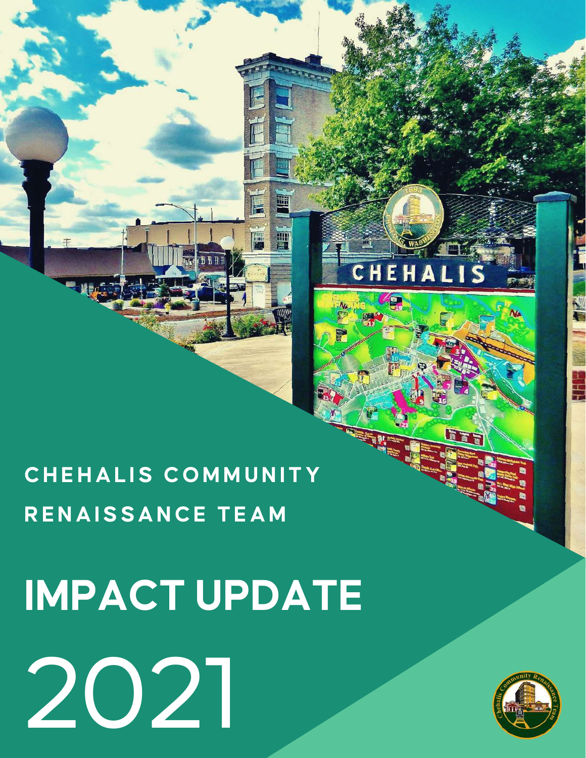# CHEHALIS COMMUNITY RENAISSANCE TEAM

# IMPACT UPDATE

# 2021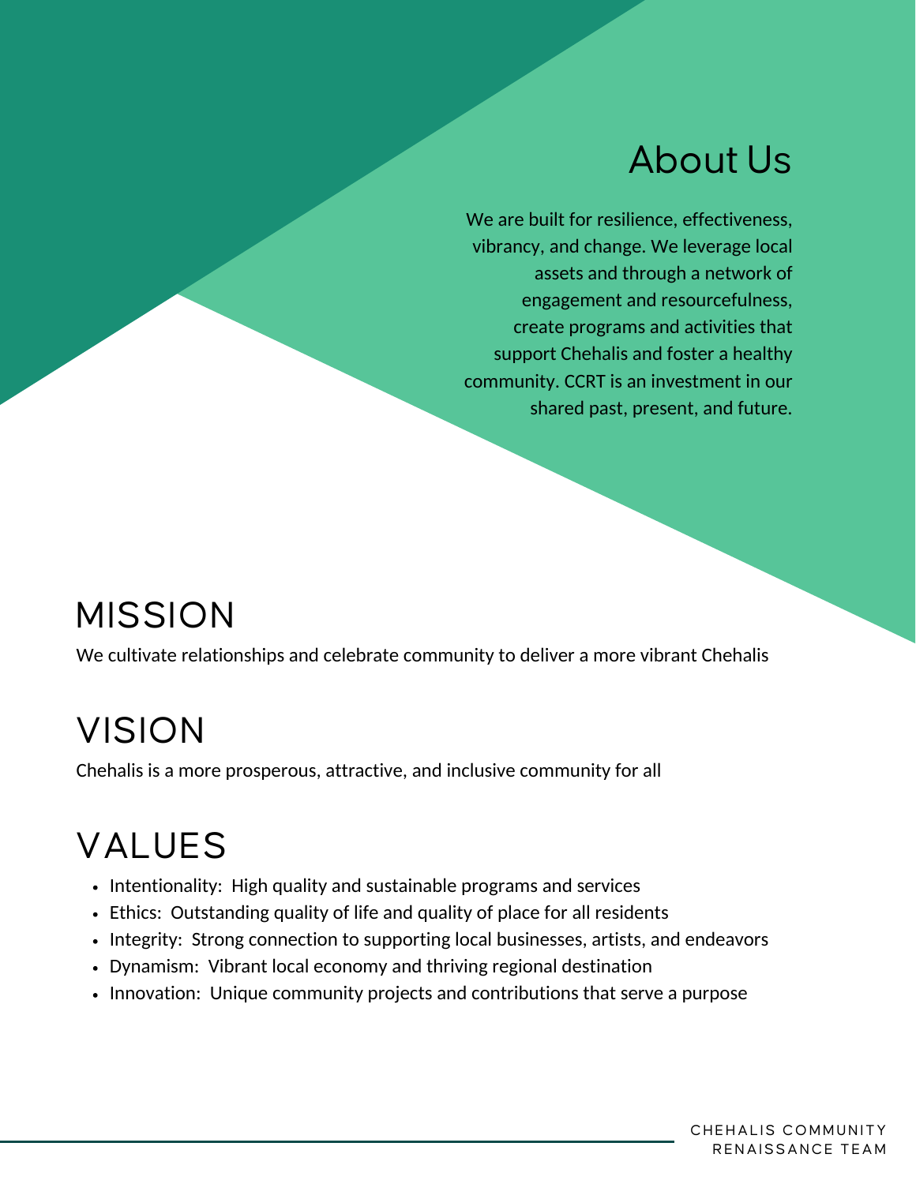## About Us

We are built for resilience, effectiveness, vibrancy, and change. We leverage local assets and through a network of engagement and resourcefulness, create programs and activities that support Chehalis and foster a healthy community. CCRT is an investment in our shared past, present, and future.

## MISSION

We cultivate relationships and celebrate community to deliver a more vibrant Chehalis

## VISION

Chehalis is a more prosperous, attractive, and inclusive community for all

## VALUES

- Intentionality: High quality and sustainable programs and services
- Ethics: Outstanding quality of life and quality of place for all residents
- Integrity: Strong connection to supporting local businesses, artists, and endeavors
- Dynamism: Vibrant local economy and thriving regional destination
- Innovation: Unique community projects and contributions that serve a purpose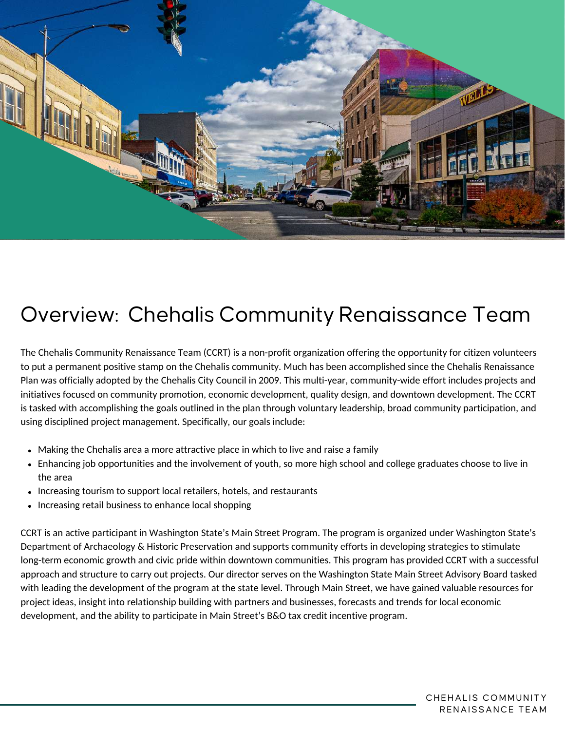# Overview: Chehalis Community Renaissance Team

The Chehalis Community Renaissance Team (CCRT) is a non-profit organization offering the opportunity for citizen volunteers to put a permanent positive stamp on the Chehalis community. Much has been accomplished since the Chehalis Renaissance Plan was officially adopted by the Chehalis City Council in 2009. This multi-year, community-wide effort includes projects and initiatives focused on community promotion, economic development, quality design, and downtown development. The CCRT is tasked with accomplishing the goals outlined in the plan through voluntary leadership, broad community participation, and using disciplined project management. Specifically, our goals include:

- Making the Chehalis area a more attractive place in which to live and raise a family
- Enhancing job opportunities and the involvement of youth, so more high school and college graduates choose to live in the area
- Increasing tourism to support local retailers, hotels, and restaurants
- Increasing retail business to enhance local shopping

CCRT is an active participant in Washington State's Main Street Program. The program is organized under Washington State's Department of Archaeology & Historic Preservation and supports community efforts in developing strategies to stimulate long-term economic growth and civic pride within downtown communities. This program has provided CCRT with a successful approach and structure to carry out projects. Our director serves on the Washington State Main Street Advisory Board tasked with leading the development of the program at the state level. Through Main Street, we have gained valuable resources for project ideas, insight into relationship building with partners and businesses, forecasts and trends for local economic development, and the ability to participate in Main Street's B&O tax credit incentive program.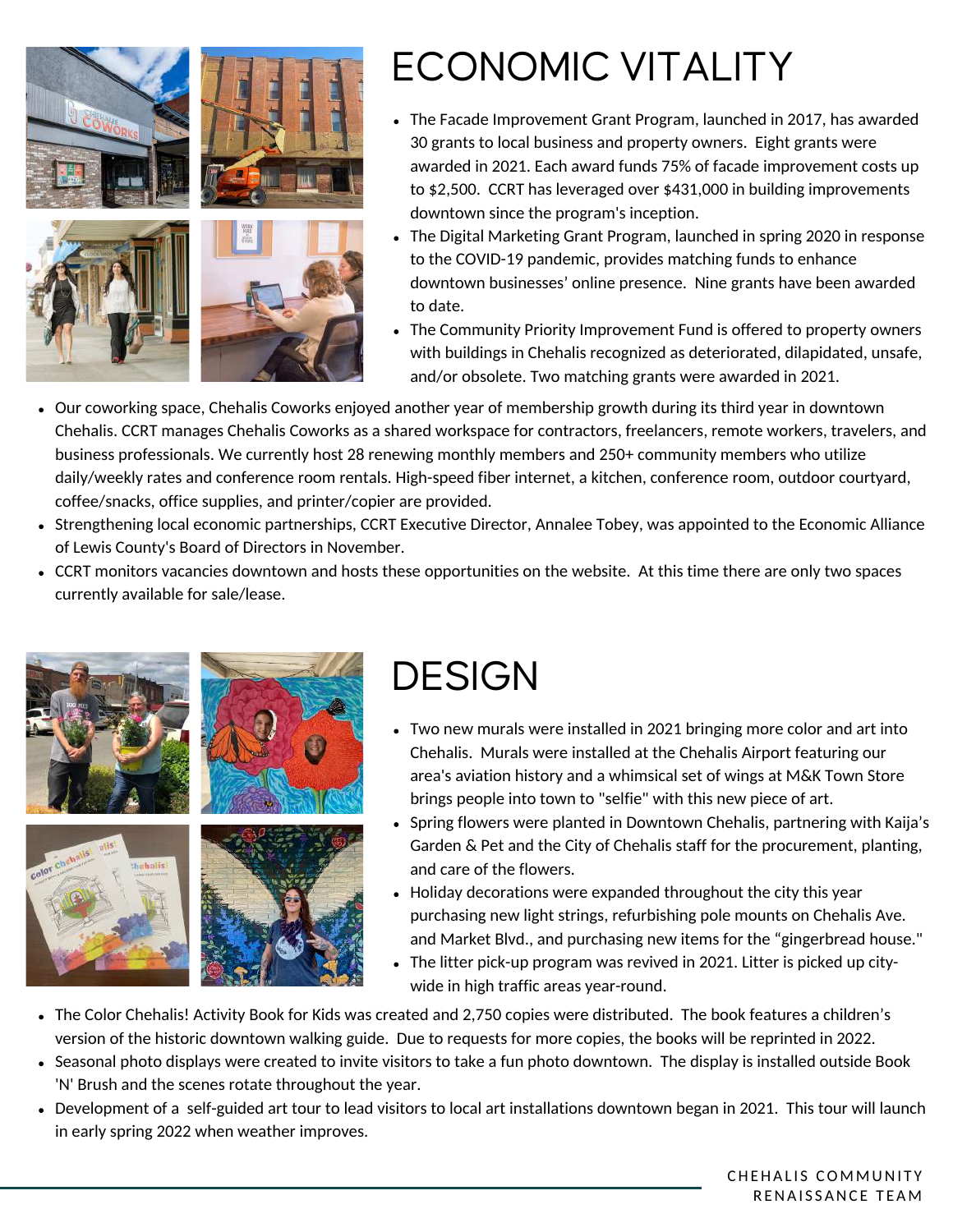# ECONOMIC VITALITY

- The Facade Improvement Grant Program, launched in 2017, has awarded 30 grants to local business and property owners. Eight grants were awarded in 2021. Each award funds 75% of facade improvement costs up to $2,500. CCRT has leveraged over $431,000 in building improvements downtown since the program's inception.
- The Digital Marketing Grant Program, launched in spring 2020 in response to the COVID-19 pandemic, provides matching funds to enhance downtown businesses' online presence. Nine grants have been awarded to date.
- The Community Priority Improvement Fund is offered to property owners with buildings in Chehalis recognized as deteriorated, dilapidated, unsafe, and/or obsolete. Two matching grants were awarded in 2021.
- Our coworking space, Chehalis Coworks enjoyed another year of membership growth during its third year in downtown Chehalis. CCRT manages Chehalis Coworks as a shared workspace for contractors, freelancers, remote workers, travelers, and business professionals. We currently host 28 renewing monthly members and 250+ community members who utilize daily/weekly rates and conference room rentals. High-speed fiber internet, a kitchen, conference room, outdoor courtyard, coffee/snacks, office supplies, and printer/copier are provided.
- Strengthening local economic partnerships, CCRT Executive Director, Annalee Tobey, was appointed to the Economic Alliance of Lewis County's Board of Directors in November.
- CCRT monitors vacancies downtown and hosts these opportunities on the website. At this time there are only two spaces currently available for sale/lease.

# DESIGN

- Two new murals were installed in 2021 bringing more color and art into Chehalis. Murals were installed at the Chehalis Airport featuring our area's aviation history and a whimsical set of wings at M&K Town Store brings people into town to "selfie" with this new piece of art.
- Spring flowers were planted in Downtown Chehalis, partnering with Kaija's Garden & Pet and the City of Chehalis staff for the procurement, planting, and care of the flowers.
- Holiday decorations were expanded throughout the city this year purchasing new light strings, refurbishing pole mounts on Chehalis Ave. and Market Blvd., and purchasing new items for the "gingerbread house."
- The litter pick-up program was revived in 2021. Litter is picked up city-wide in high traffic areas year-round.
- The Color Chehalis! Activity Book for Kids was created and 2,750 copies were distributed. The book features a children's version of the historic downtown walking guide. Due to requests for more copies, the books will be reprinted in 2022.
- Seasonal photo displays were created to invite visitors to take a fun photo downtown. The display is installed outside Book 'N' Brush and the scenes rotate throughout the year.
- Development of a self-guided art tour to lead visitors to local art installations downtown began in 2021. This tour will launch in early spring 2022 when weather improves.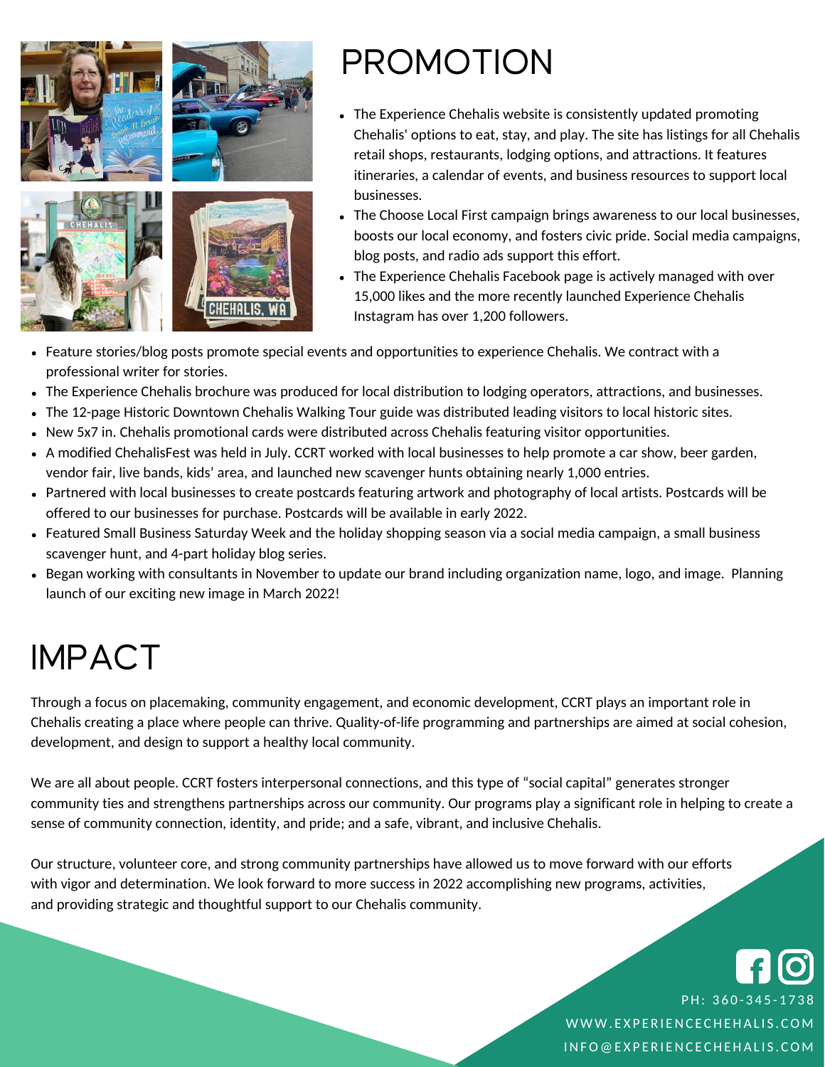# PROMOTION

- The Experience Chehalis website is consistently updated promoting Chehalis' options to eat, stay, and play. The site has listings for all Chehalis retail shops, restaurants, lodging options, and attractions. It features itineraries, a calendar of events, and business resources to support local businesses.
- The Choose Local First campaign brings awareness to our local businesses, boosts our local economy, and fosters civic pride. Social media campaigns, blog posts, and radio ads support this effort.
- The Experience Chehalis Facebook page is actively managed with over 15,000 likes and the more recently launched Experience Chehalis Instagram has over 1,200 followers.
- Feature stories/blog posts promote special events and opportunities to experience Chehalis. We contract with a professional writer for stories.
- The Experience Chehalis brochure was produced for local distribution to lodging operators, attractions, and businesses.
- The 12-page Historic Downtown Chehalis Walking Tour guide was distributed leading visitors to local historic sites.
- New 5x7 in. Chehalis promotional cards were distributed across Chehalis featuring visitor opportunities.
- A modified ChehalisFest was held in July. CCRT worked with local businesses to help promote a car show, beer garden, vendor fair, live bands, kids' area, and launched new scavenger hunts obtaining nearly 1,000 entries.
- Partnered with local businesses to create postcards featuring artwork and photography of local artists. Postcards will be offered to our businesses for purchase. Postcards will be available in early 2022.
- Featured Small Business Saturday Week and the holiday shopping season via a social media campaign, a small business scavenger hunt, and 4-part holiday blog series.
- Began working with consultants in November to update our brand including organization name, logo, and image. Planning launch of our exciting new image in March 2022!

# IMPACT

Through a focus on placemaking, community engagement, and economic development, CCRT plays an important role in Chehalis creating a place where people can thrive. Quality-of-life programming and partnerships are aimed at social cohesion, development, and design to support a healthy local community.

We are all about people. CCRT fosters interpersonal connections, and this type of "social capital" generates stronger community ties and strengthens partnerships across our community. Our programs play a significant role in helping to create a sense of community connection, identity, and pride; and a safe, vibrant, and inclusive Chehalis.

Our structure, volunteer core, and strong community partnerships have allowed us to move forward with our efforts with vigor and determination. We look forward to more success in 2022 accomplishing new programs, activities, and providing strategic and thoughtful support to our Chehalis community.

PH: 360-345-1738

WWW.EXPERIENCECHEHALIS.COM

INFO@EXPERIENCECHEHALIS.COM